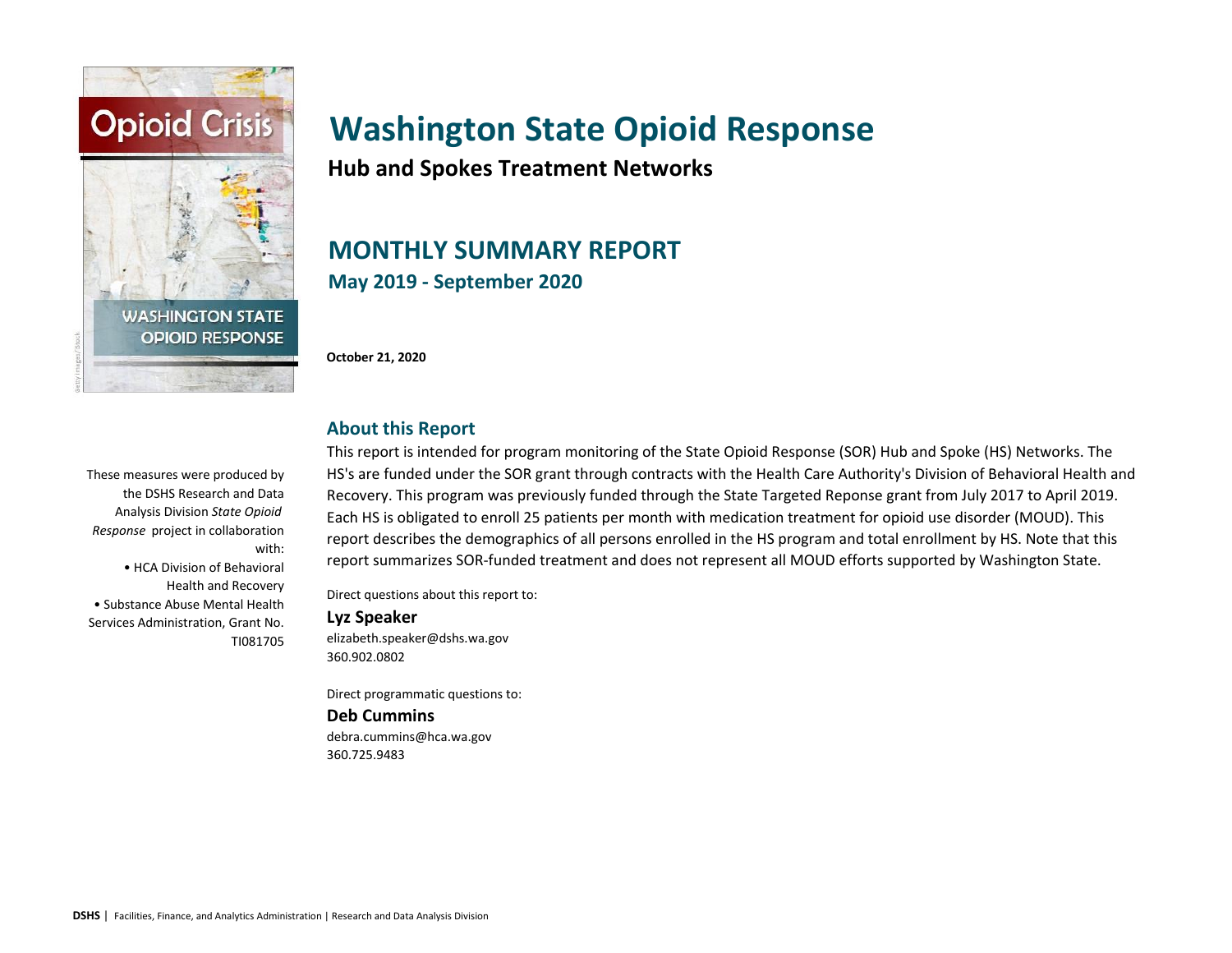# Washington State Opioid Response

## Hub and Spokes Treatment Networks

## MONTHLY SUMMARY REPORT

### May 2019 - September 2020

**October 21, 2020**

These measures were produced by the DSHS Research and Data Analysis Division *State Opioid Response* project in collaboration with:

- HCA Division of Behavioral Health and Recovery
- Substance Abuse Mental Health Services Administration, Grant No. TI081705

### About this Report

This report is intended for program monitoring of the State Opioid Response (SOR) Hub and Spoke (HS) Networks. The HS's are funded under the SOR grant through contracts with the Health Care Authority's Division of Behavioral Health and Recovery. This program was previously funded through the State Targeted Reponse grant from July 2017 to April 2019. Each HS is obligated to enroll 25 patients per month with medication treatment for opioid use disorder (MOUD). This report describes the demographics of all persons enrolled in the HS program and total enrollment by HS. Note that this report summarizes SOR-funded treatment and does not represent all MOUD efforts supported by Washington State.

Direct questions about this report to:

**Lyz Speaker**
elizabeth.speaker@dshs.wa.gov
360.902.0802

Direct programmatic questions to:

**Deb Cummins**
debra.cummins@hca.wa.gov
360.725.9483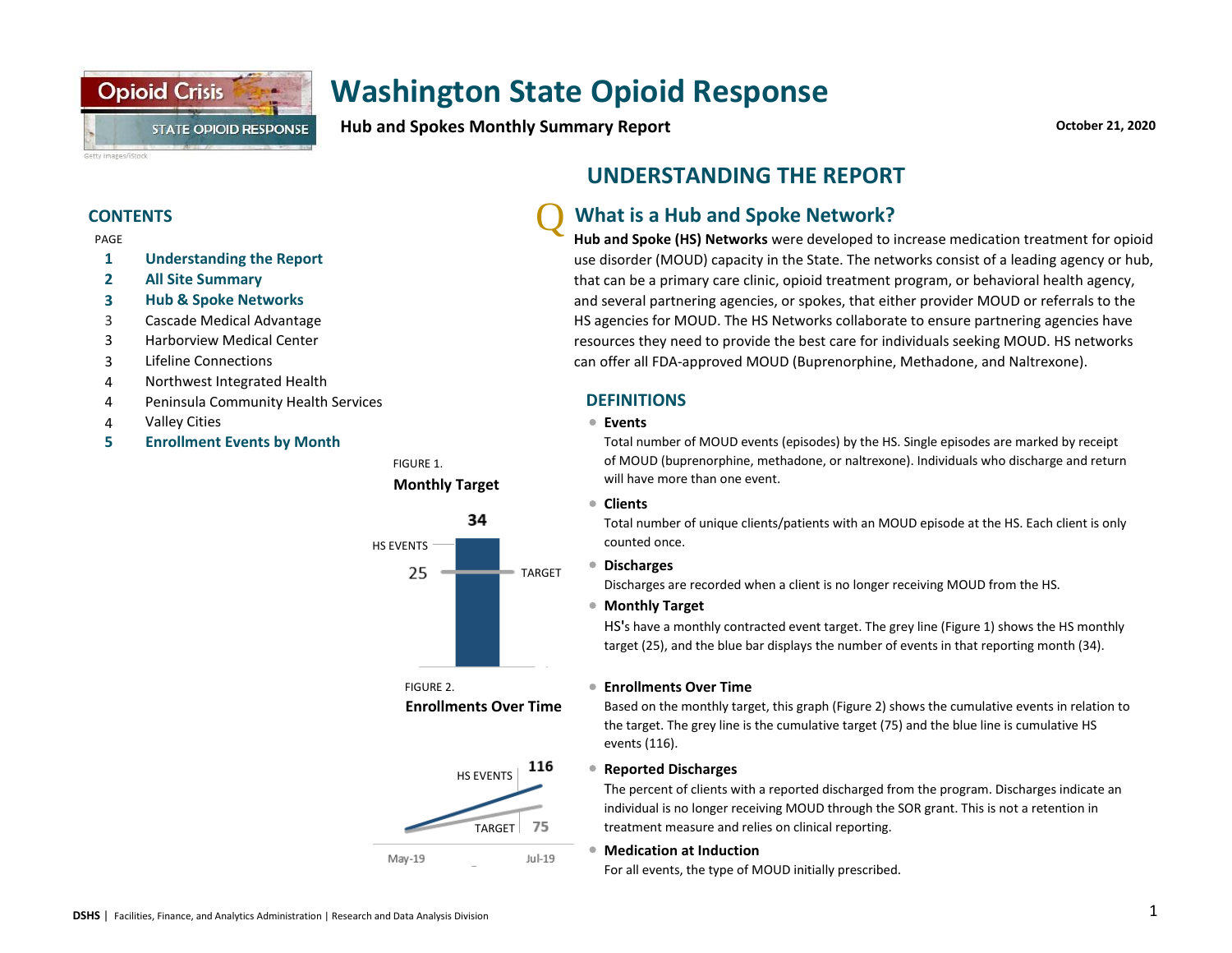# Washington State Opioid Response

**Hub and Spokes Monthly Summary Report**

October 21, 2020

## CONTENTS

| PAGE | |
|---|---|
| 1 | **Understanding the Report** |
| 2 | **All Site Summary** |
| 3 | **Hub & Spoke Networks** |
| 3 | Cascade Medical Advantage |
| 3 | Harborview Medical Center |
| 3 | Lifeline Connections |
| 4 | Northwest Integrated Health |
| 4 | Peninsula Community Health Services |
| 4 | Valley Cities |
| 5 | **Enrollment Events by Month** |

FIGURE 1.

**Monthly Target**

HS EVENTS 34

TARGET 25

FIGURE 2.

**Enrollments Over Time**

HS EVENTS 116

TARGET 75

May-19 Jul-19

## UNDERSTANDING THE REPORT

### What is a Hub and Spoke Network?

**Hub and Spoke (HS) Networks** were developed to increase medication treatment for opioid use disorder (MOUD) capacity in the State. The networks consist of a leading agency or hub, that can be a primary care clinic, opioid treatment program, or behavioral health agency, and several partnering agencies, or spokes, that either provider MOUD or referrals to the HS agencies for MOUD. The HS Networks collaborate to ensure partnering agencies have resources they need to provide the best care for individuals seeking MOUD. HS networks can offer all FDA-approved MOUD (Buprenorphine, Methadone, and Naltrexone).

### DEFINITIONS

- **Events**
  Total number of MOUD events (episodes) by the HS. Single episodes are marked by receipt of MOUD (buprenorphine, methadone, or naltrexone). Individuals who discharge and return will have more than one event.
- **Clients**
  Total number of unique clients/patients with an MOUD episode at the HS. Each client is only counted once.
- **Discharges**
  Discharges are recorded when a client is no longer receiving MOUD from the HS.
- **Monthly Target**
  HS's have a monthly contracted event target. The grey line (Figure 1) shows the HS monthly target (25), and the blue bar displays the number of events in that reporting month (34).
- **Enrollments Over Time**
  Based on the monthly target, this graph (Figure 2) shows the cumulative events in relation to the target. The grey line is the cumulative target (75) and the blue line is cumulative HS events (116).
- **Reported Discharges**
  The percent of clients with a reported discharged from the program. Discharges indicate an individual is no longer receiving MOUD through the SOR grant. This is not a retention in treatment measure and relies on clinical reporting.
- **Medication at Induction**
  For all events, the type of MOUD initially prescribed.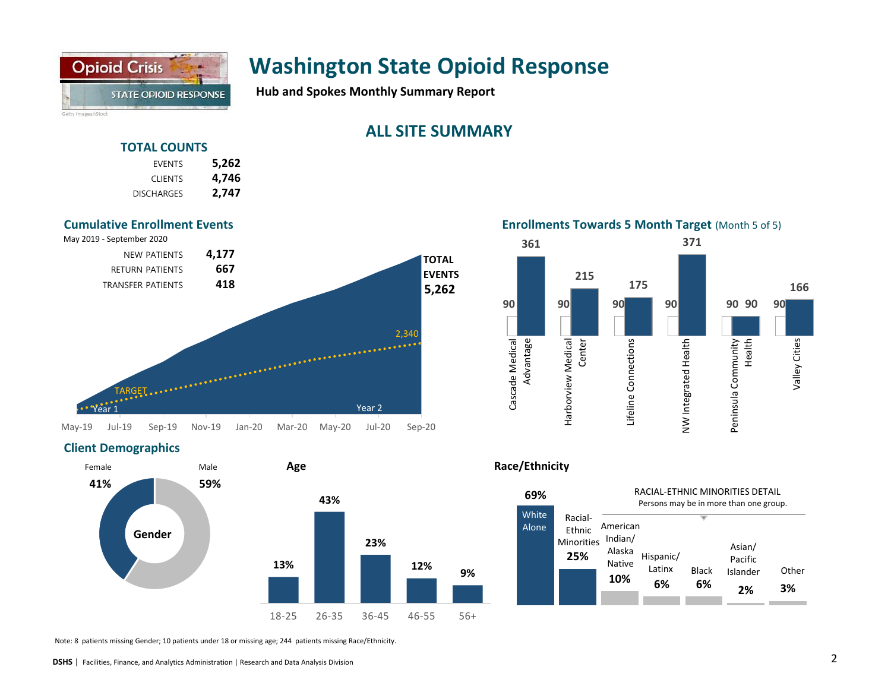# Washington State Opioid Response

**Hub and Spokes Monthly Summary Report**

## ALL SITE SUMMARY

### TOTAL COUNTS

| | |
|---|---|
| EVENTS | **5,262** |
| CLIENTS | **4,746** |
| DISCHARGES | **2,747** |

### Cumulative Enrollment Events

May 2019 - September 2020

| | |
|---|---|
| NEW PATIENTS | **4,177** |
| RETURN PATIENTS | **667** |
| TRANSFER PATIENTS | **418** |

TOTAL EVENTS **5,262**

TARGET 2,340

Year 1 | Year 2

May-19, Jul-19, Sep-19, Nov-19, Jan-20, Mar-20, May-20, Jul-20, Sep-20

### Enrollments Towards 5 Month Target (Month 5 of 5)

| Site | Target | Enrollments |
|---|---|---|
| Cascade Medical Advantage | 90 | 361 |
| Harborview Medical Center | 90 | 215 |
| Lifeline Connections | 90 | 175 |
| NW Integrated Health | 90 | 371 |
| Peninsula Community Health | 90 | 90 |
| Valley Cities | 90 | 166 |

### Client Demographics

**Gender**

| Female | Male |
|---|---|
| 41% | 59% |

**Age**

| 18-25 | 26-35 | 36-45 | 46-55 | 56+ |
|---|---|---|---|---|
| 13% | 43% | 23% | 12% | 9% |

**Race/Ethnicity**

| White Alone | Racial-Ethnic Minorities |
|---|---|
| 69% | 25% |

RACIAL-ETHNIC MINORITIES DETAIL
Persons may be in more than one group.

| American Indian/ Alaska Native | Hispanic/ Latinx | Black | Asian/ Pacific Islander | Other |
|---|---|---|---|---|
| 10% | 6% | 6% | 2% | 3% |

Note: 8 patients missing Gender; 10 patients under 18 or missing age; 244 patients missing Race/Ethnicity.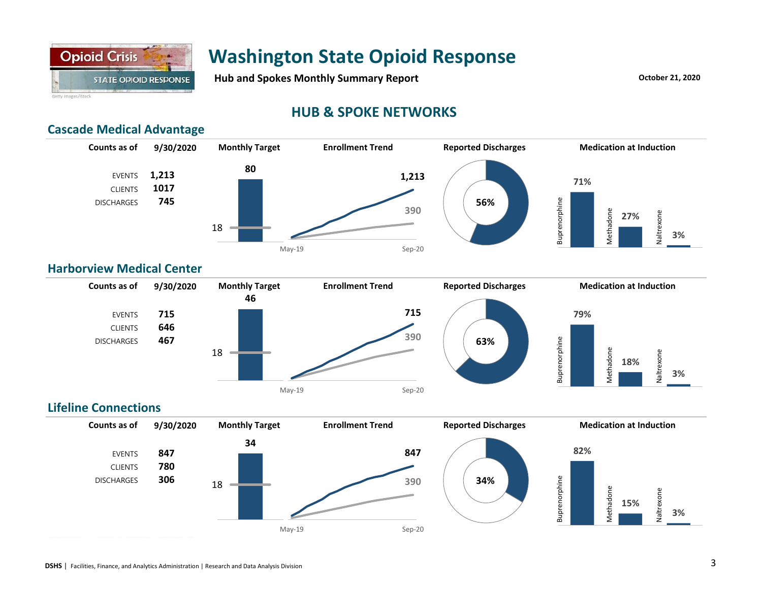# Washington State Opioid Response

**Hub and Spokes Monthly Summary Report**

October 21, 2020

## HUB & SPOKE NETWORKS

### Cascade Medical Advantage

| Counts as of | 9/30/2020 |
|---|---|
| EVENTS | 1,213 |
| CLIENTS | 1017 |
| DISCHARGES | 745 |

**Monthly Target:** 80 (target line: 18)

**Enrollment Trend:** May-19 to Sep-20 — 1,213 (target: 390)

**Reported Discharges:** 56%

**Medication at Induction**

| Buprenorphine | Methadone | Naltrexone |
|---|---|---|
| 71% | 27% | 3% |

### Harborview Medical Center

| Counts as of | 9/30/2020 |
|---|---|
| EVENTS | 715 |
| CLIENTS | 646 |
| DISCHARGES | 467 |

**Monthly Target:** 46 (target line: 18)

**Enrollment Trend:** May-19 to Sep-20 — 715 (target: 390)

**Reported Discharges:** 63%

**Medication at Induction**

| Buprenorphine | Methadone | Naltrexone |
|---|---|---|
| 79% | 18% | 3% |

### Lifeline Connections

| Counts as of | 9/30/2020 |
|---|---|
| EVENTS | 847 |
| CLIENTS | 780 |
| DISCHARGES | 306 |

**Monthly Target:** 34 (target line: 18)

**Enrollment Trend:** May-19 to Sep-20 — 847 (target: 390)

**Reported Discharges:** 34%

**Medication at Induction**

| Buprenorphine | Methadone | Naltrexone |
|---|---|---|
| 82% | 15% | 3% |

**DSHS** | Facilities, Finance, and Analytics Administration | Research and Data Analysis Division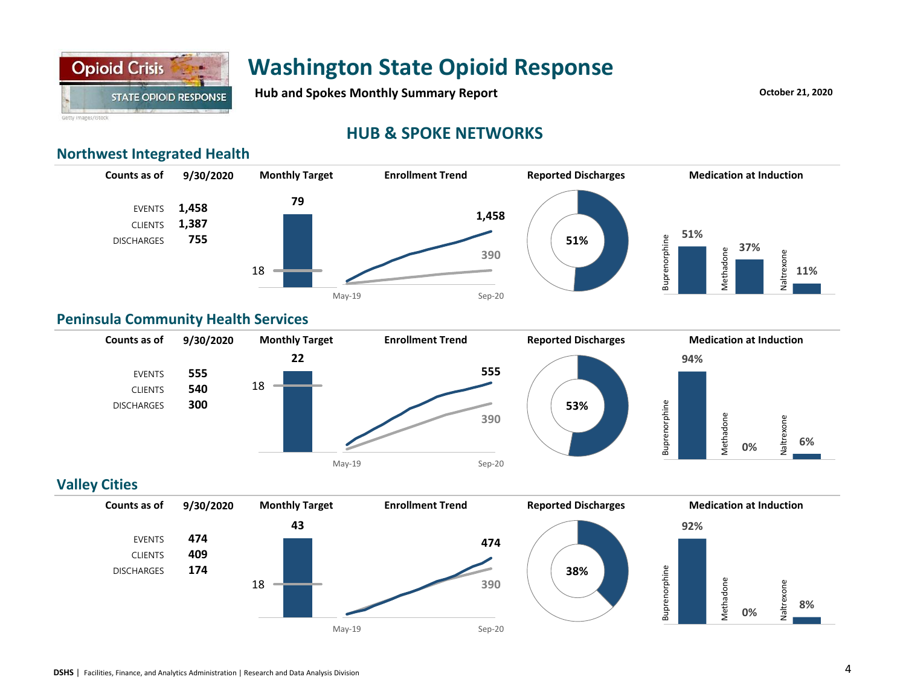# Washington State Opioid Response

**Hub and Spokes Monthly Summary Report**

October 21, 2020

## HUB & SPOKE NETWORKS

### Northwest Integrated Health

| Counts as of | 9/30/2020 |
|---|---|
| EVENTS | 1,458 |
| CLIENTS | 1,387 |
| DISCHARGES | 755 |

**Monthly Target:** 79 (target line: 18)

**Enrollment Trend:** 1,458 vs. 390 (May-19 to Sep-20)

**Reported Discharges:** 51%

**Medication at Induction:**

| Buprenorphine | Methadone | Naltrexone |
|---|---|---|
| 51% | 37% | 11% |

### Peninsula Community Health Services

| Counts as of | 9/30/2020 |
|---|---|
| EVENTS | 555 |
| CLIENTS | 540 |
| DISCHARGES | 300 |

**Monthly Target:** 22 (target line: 18)

**Enrollment Trend:** 555 vs. 390 (May-19 to Sep-20)

**Reported Discharges:** 53%

**Medication at Induction:**

| Buprenorphine | Methadone | Naltrexone |
|---|---|---|
| 94% | 0% | 6% |

### Valley Cities

| Counts as of | 9/30/2020 |
|---|---|
| EVENTS | 474 |
| CLIENTS | 409 |
| DISCHARGES | 174 |

**Monthly Target:** 43 (target line: 18)

**Enrollment Trend:** 474 vs. 390 (May-19 to Sep-20)

**Reported Discharges:** 38%

**Medication at Induction:**

| Buprenorphine | Methadone | Naltrexone |
|---|---|---|
| 92% | 0% | 8% |

**DSHS** | Facilities, Finance, and Analytics Administration | Research and Data Analysis Division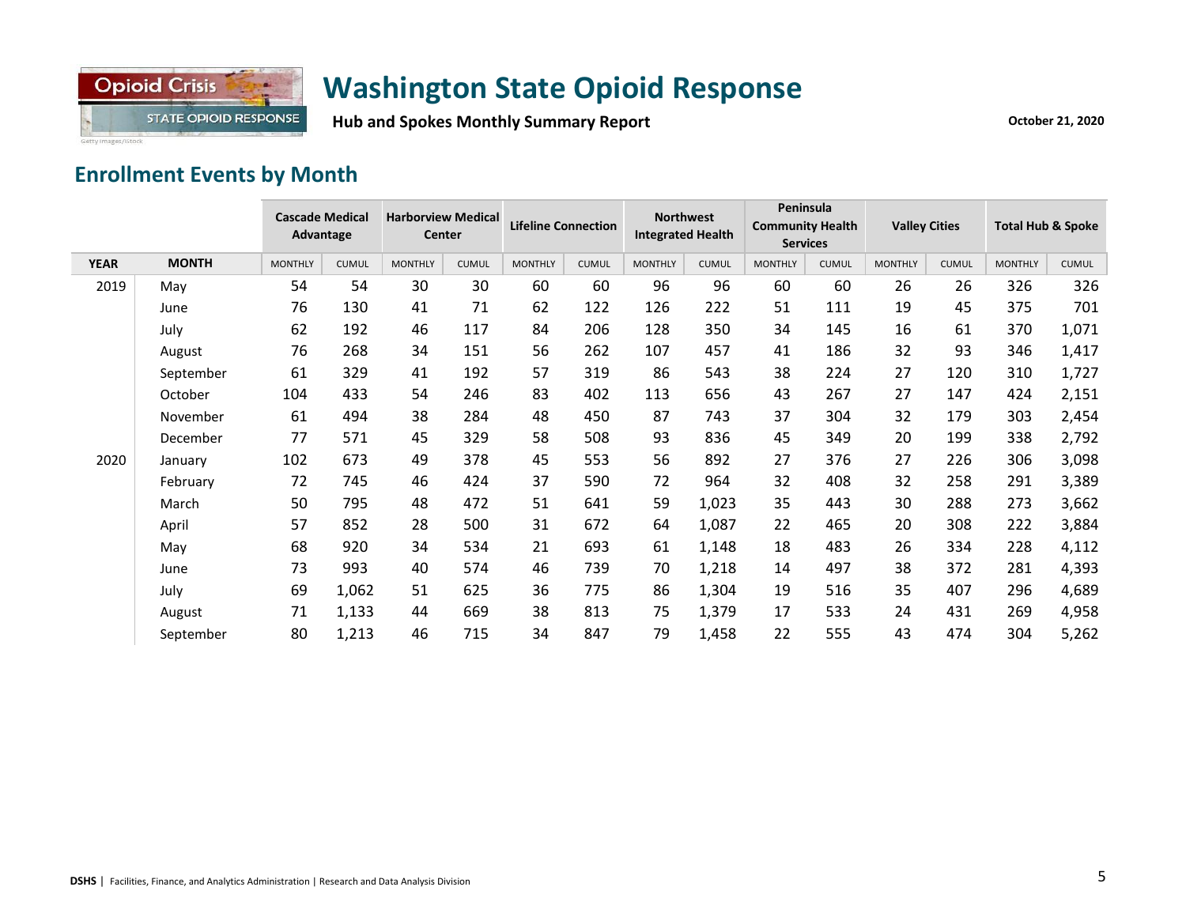# Washington State Opioid Response

**Hub and Spokes Monthly Summary Report**

**October 21, 2020**

## Enrollment Events by Month

| | | Cascade Medical Advantage | | Harborview Medical Center | | Lifeline Connection | | Northwest Integrated Health | | Peninsula Community Health Services | | Valley Cities | | Total Hub & Spoke | |
|---|---|---|---|---|---|---|---|---|---|---|---|---|---|---|---|
| **YEAR** | **MONTH** | MONTHLY | CUMUL | MONTHLY | CUMUL | MONTHLY | CUMUL | MONTHLY | CUMUL | MONTHLY | CUMUL | MONTHLY | CUMUL | MONTHLY | CUMUL |
| 2019 | May | 54 | 54 | 30 | 30 | 60 | 60 | 96 | 96 | 60 | 60 | 26 | 26 | 326 | 326 |
| | June | 76 | 130 | 41 | 71 | 62 | 122 | 126 | 222 | 51 | 111 | 19 | 45 | 375 | 701 |
| | July | 62 | 192 | 46 | 117 | 84 | 206 | 128 | 350 | 34 | 145 | 16 | 61 | 370 | 1,071 |
| | August | 76 | 268 | 34 | 151 | 56 | 262 | 107 | 457 | 41 | 186 | 32 | 93 | 346 | 1,417 |
| | September | 61 | 329 | 41 | 192 | 57 | 319 | 86 | 543 | 38 | 224 | 27 | 120 | 310 | 1,727 |
| | October | 104 | 433 | 54 | 246 | 83 | 402 | 113 | 656 | 43 | 267 | 27 | 147 | 424 | 2,151 |
| | November | 61 | 494 | 38 | 284 | 48 | 450 | 87 | 743 | 37 | 304 | 32 | 179 | 303 | 2,454 |
| | December | 77 | 571 | 45 | 329 | 58 | 508 | 93 | 836 | 45 | 349 | 20 | 199 | 338 | 2,792 |
| 2020 | January | 102 | 673 | 49 | 378 | 45 | 553 | 56 | 892 | 27 | 376 | 27 | 226 | 306 | 3,098 |
| | February | 72 | 745 | 46 | 424 | 37 | 590 | 72 | 964 | 32 | 408 | 32 | 258 | 291 | 3,389 |
| | March | 50 | 795 | 48 | 472 | 51 | 641 | 59 | 1,023 | 35 | 443 | 30 | 288 | 273 | 3,662 |
| | April | 57 | 852 | 28 | 500 | 31 | 672 | 64 | 1,087 | 22 | 465 | 20 | 308 | 222 | 3,884 |
| | May | 68 | 920 | 34 | 534 | 21 | 693 | 61 | 1,148 | 18 | 483 | 26 | 334 | 228 | 4,112 |
| | June | 73 | 993 | 40 | 574 | 46 | 739 | 70 | 1,218 | 14 | 497 | 38 | 372 | 281 | 4,393 |
| | July | 69 | 1,062 | 51 | 625 | 36 | 775 | 86 | 1,304 | 19 | 516 | 35 | 407 | 296 | 4,689 |
| | August | 71 | 1,133 | 44 | 669 | 38 | 813 | 75 | 1,379 | 17 | 533 | 24 | 431 | 269 | 4,958 |
| | September | 80 | 1,213 | 46 | 715 | 34 | 847 | 79 | 1,458 | 22 | 555 | 43 | 474 | 304 | 5,262 |